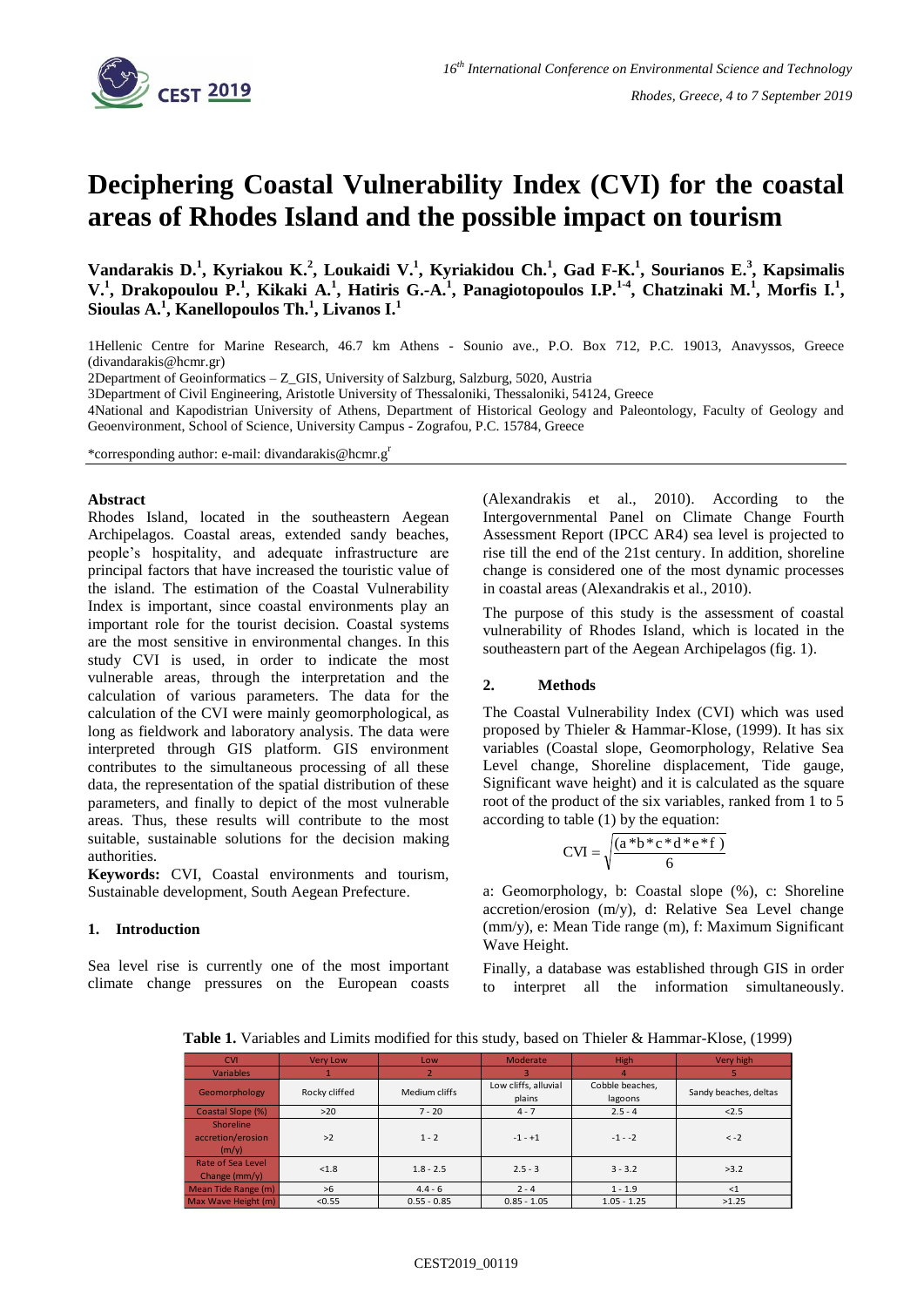# Deciphering Coastal Vulnerability Index (CVI) for the coastal areas of Rhodes Island and the possible impact on tourism

**Vandarakis D.[1], Kyriakou K.[2], Loukaidi V.[1], Kyriakidou Ch.[1], Gad F-K.[1], Sourianos E.[3], Kapsimalis V.[1], Drakopoulou P.[1], Kikaki A.[1], Hatiris G.-A.[1], Panagiotopoulos I.P.[1-4], Chatzinaki M.[1], Morfis I.[1], Sioulas A.[1], Kanellopoulos Th.[1], Livanos I.[1]**

1Hellenic Centre for Marine Research, 46.7 km Athens - Sounio ave., P.O. Box 712, P.C. 19013, Anavyssos, Greece (divandarakis@hcmr.gr)

2Department of Geoinformatics – Z_GIS, University of Salzburg, Salzburg, 5020, Austria

3Department of Civil Engineering, Aristotle University of Thessaloniki, Thessaloniki, 54124, Greece

4National and Kapodistrian University of Athens, Department of Historical Geology and Paleontology, Faculty of Geology and Geoenvironment, School of Science, University Campus - Zografou, P.C. 15784, Greece

*corresponding author: e-mail: divandarakis@hcmr.g[r]

## Abstract

Rhodes Island, located in the southeastern Aegean Archipelagos. Coastal areas, extended sandy beaches, people's hospitality, and adequate infrastructure are principal factors that have increased the touristic value of the island. The estimation of the Coastal Vulnerability Index is important, since coastal environments play an important role for the tourist decision. Coastal systems are the most sensitive in environmental changes. In this study CVI is used, in order to indicate the most vulnerable areas, through the interpretation and the calculation of various parameters. The data for the calculation of the CVI were mainly geomorphological, as long as fieldwork and laboratory analysis. The data were interpreted through GIS platform. GIS environment contributes to the simultaneous processing of all these data, the representation of the spatial distribution of these parameters, and finally to depict of the most vulnerable areas. Thus, these results will contribute to the most suitable, sustainable solutions for the decision making authorities.

**Keywords:** CVI, Coastal environments and tourism, Sustainable development, South Aegean Prefecture.

## 1. Introduction

Sea level rise is currently one of the most important climate change pressures on the European coasts (Alexandrakis et al., 2010). According to the Intergovernmental Panel on Climate Change Fourth Assessment Report (IPCC AR4) sea level is projected to rise till the end of the 21st century. In addition, shoreline change is considered one of the most dynamic processes in coastal areas (Alexandrakis et al., 2010).

The purpose of this study is the assessment of coastal vulnerability of Rhodes Island, which is located in the southeastern part of the Aegean Archipelagos (fig. 1).

## 2. Methods

The Coastal Vulnerability Index (CVI) which was used proposed by Thieler & Hammar-Klose, (1999). It has six variables (Coastal slope, Geomorphology, Relative Sea Level change, Shoreline displacement, Tide gauge, Significant wave height) and it is calculated as the square root of the product of the six variables, ranked from 1 to 5 according to table (1) by the equation:

$$CVI = \sqrt{\frac{(a*b*c*d*e*f)}{6}}$$

a: Geomorphology, b: Coastal slope (%), c: Shoreline accretion/erosion (m/y), d: Relative Sea Level change (mm/y), e: Mean Tide range (m), f: Maximum Significant Wave Height.

Finally, a database was established through GIS in order to interpret all the information simultaneously.

**Table 1.** Variables and Limits modified for this study, based on Thieler & Hammar-Klose, (1999)

| CVI | Very Low | Low | Moderate | High | Very high |
|---|---|---|---|---|---|
| Variables | 1 | 2 | 3 | 4 | 5 |
| Geomorphology | Rocky cliffed | Medium cliffs | Low cliffs, alluvial plains | Cobble beaches, lagoons | Sandy beaches, deltas |
| Coastal Slope (%) | >20 | 7 - 20 | 4 - 7 | 2.5 - 4 | <2.5 |
| Shoreline accretion/erosion (m/y) | >2 | 1 - 2 | -1 - +1 | -1 - -2 | < -2 |
| Rate of Sea Level Change (mm/y) | <1.8 | 1.8 - 2.5 | 2.5 - 3 | 3 - 3.2 | >3.2 |
| Mean Tide Range (m) | >6 | 4.4 - 6 | 2 - 4 | 1 - 1.9 | <1 |
| Max Wave Height (m) | <0.55 | 0.55 - 0.85 | 0.85 - 1.05 | 1.05 - 1.25 | >1.25 |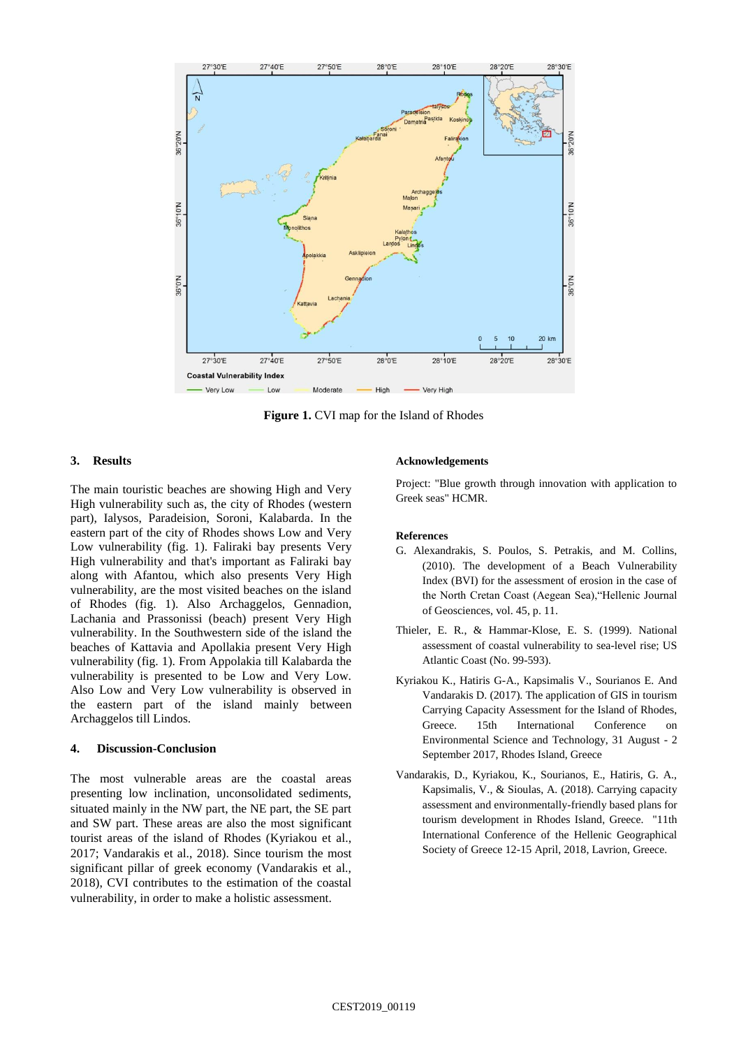27°30'E 27°40'E 27°50'E 28°0'E 28°10'E 28°20'E 28°30'E

36°20'N 36°10'N 36°0'N

Rodos, Ialysos, Paradeision, Pastida, Damatria, Koskinou, Soroni, Fanai, Kalabarda, Faliraklon, Afantou, Kritinia, Archaggelos, Malon, Masari, Siana, Monolithos, Kalathos, Pylon, Lardos, Lindos, Apolakkia, Asklipieion, Gennadion, Lachania, Kattavia

0 5 10 20 km

Coastal Vulnerability Index

Very Low Low Moderate High Very High

**Figure 1.** CVI map for the Island of Rhodes

## 3. Results

The main touristic beaches are showing High and Very High vulnerability such as, the city of Rhodes (western part), Ialysos, Paradeision, Soroni, Kalabarda. In the eastern part of the city of Rhodes shows Low and Very Low vulnerability (fig. 1). Faliraki bay presents Very High vulnerability and that's important as Faliraki bay along with Afantou, which also presents Very High vulnerability, are the most visited beaches on the island of Rhodes (fig. 1). Also Archaggelos, Gennadion, Lachania and Prassonissi (beach) present Very High vulnerability. In the Southwestern side of the island the beaches of Kattavia and Apollakia present Very High vulnerability (fig. 1). From Appolakia till Kalabarda the vulnerability is presented to be Low and Very Low. Also Low and Very Low vulnerability is observed in the eastern part of the island mainly between Archaggelos till Lindos.

## 4. Discussion-Conclusion

The most vulnerable areas are the coastal areas presenting low inclination, unconsolidated sediments, situated mainly in the NW part, the NE part, the SE part and SW part. These areas are also the most significant tourist areas of the island of Rhodes (Kyriakou et al., 2017; Vandarakis et al., 2018). Since tourism the most significant pillar of greek economy (Vandarakis et al., 2018), CVI contributes to the estimation of the coastal vulnerability, in order to make a holistic assessment.

## Acknowledgements

Project: "Blue growth through innovation with application to Greek seas" HCMR.

## References

G. Alexandrakis, S. Poulos, S. Petrakis, and M. Collins, (2010). The development of a Beach Vulnerability Index (BVI) for the assessment of erosion in the case of the North Cretan Coast (Aegean Sea),"Hellenic Journal of Geosciences, vol. 45, p. 11.

Thieler, E. R., & Hammar-Klose, E. S. (1999). National assessment of coastal vulnerability to sea-level rise; US Atlantic Coast (No. 99-593).

Kyriakou K., Hatiris G-A., Kapsimalis V., Sourianos E. And Vandarakis D. (2017). The application of GIS in tourism Carrying Capacity Assessment for the Island of Rhodes, Greece. 15th International Conference on Environmental Science and Technology, 31 August - 2 September 2017, Rhodes Island, Greece

Vandarakis, D., Kyriakou, K., Sourianos, E., Hatiris, G. A., Kapsimalis, V., & Sioulas, A. (2018). Carrying capacity assessment and environmentally-friendly based plans for tourism development in Rhodes Island, Greece. "11th International Conference of the Hellenic Geographical Society of Greece 12-15 April, 2018, Lavrion, Greece.